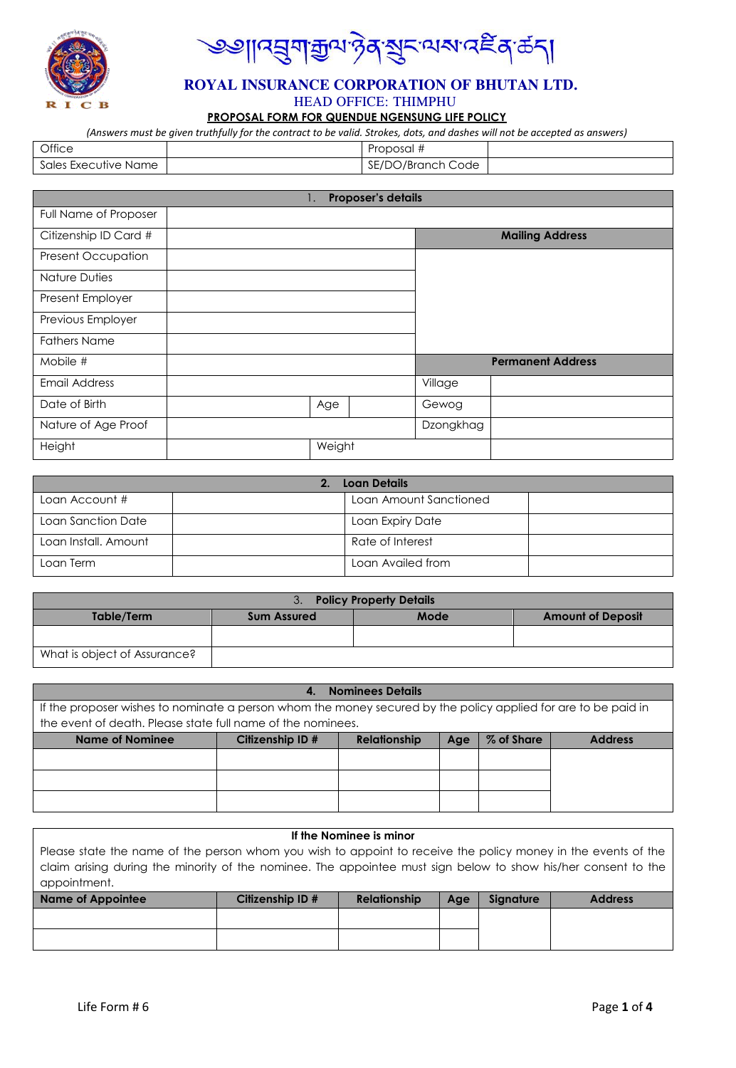# ༄༅།།འབྲུག་རྒྱལ་ཉེན་སྲུང་ལས་འཛིན་ཚད།

## ROYAL INSURANCE CORPORATION OF BHUTAN LTD.

HEAD OFFICE: THIMPHU

**PROPOSAL FORM FOR QUENDUE NGENSUNG LIFE POLICY**

*(Answers must be given truthfully for the contract to be valid. Strokes, dots, and dashes will not be accepted as answers)*

| Office | | Proposal # | |
|---|---|---|---|
| Sales Executive Name | | SE/DO/Branch Code | |

| 1. Proposer's details | | | | | |
|---|---|---|---|---|---|
| Full Name of Proposer | | | | | |
| Citizenship ID Card # | | | | **Mailing Address** | |
| Present Occupation | | | | | |
| Nature Duties | | | | | |
| Present Employer | | | | | |
| Previous Employer | | | | | |
| Fathers Name | | | | | |
| Mobile # | | | | **Permanent Address** | |
| Email Address | | | | Village | |
| Date of Birth | | Age | | Gewog | |
| Nature of Age Proof | | | | Dzongkhag | |
| Height | | Weight | | | |

| 2. Loan Details | | | |
|---|---|---|---|
| Loan Account # | | Loan Amount Sanctioned | |
| Loan Sanction Date | | Loan Expiry Date | |
| Loan Install. Amount | | Rate of Interest | |
| Loan Term | | Loan Availed from | |

| 3. Policy Property Details | | | |
|---|---|---|---|
| **Table/Term** | **Sum Assured** | **Mode** | **Amount of Deposit** |
| | | | |
| What is object of Assurance? | | | |

**4. Nominees Details**

If the proposer wishes to nominate a person whom the money secured by the policy applied for are to be paid in the event of death. Please state full name of the nominees.

| Name of Nominee | Citizenship ID # | Relationship | Age | % of Share | Address |
|---|---|---|---|---|---|
| | | | | | |
| | | | | | |
| | | | | | |

**If the Nominee is minor**

Please state the name of the person whom you wish to appoint to receive the policy money in the events of the claim arising during the minority of the nominee. The appointee must sign below to show his/her consent to the appointment.

| Name of Appointee | Citizenship ID # | Relationship | Age | Signature | Address |
|---|---|---|---|---|---|
| | | | | | |
| | | | | | |

Life Form # 6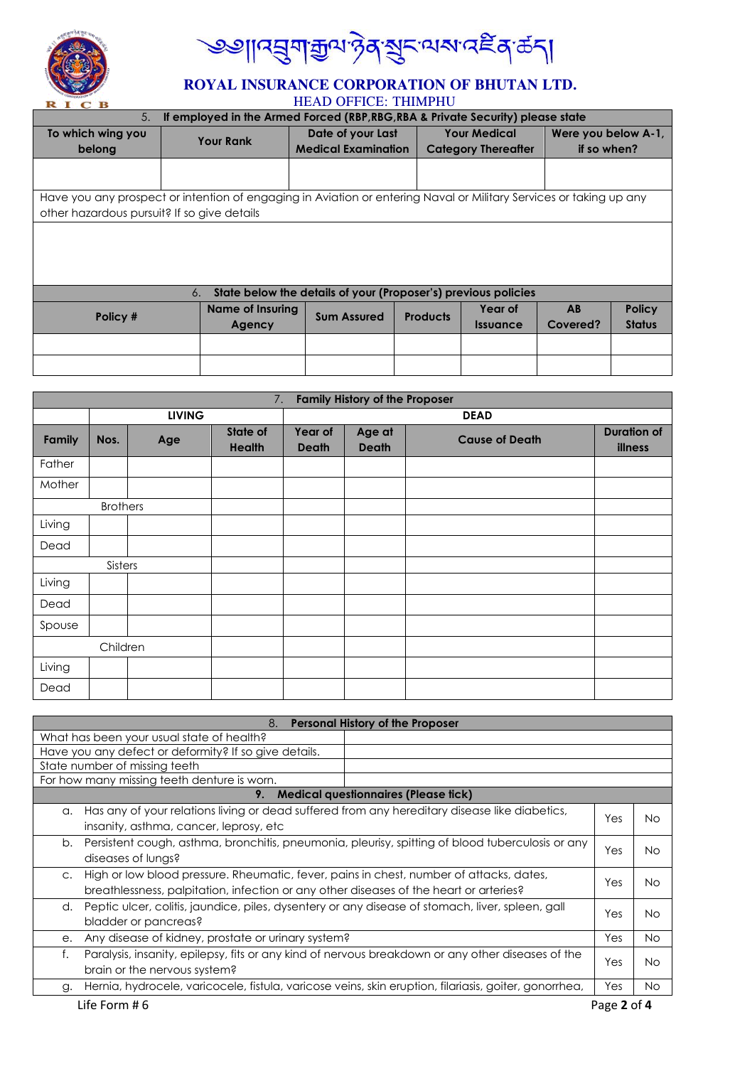# ༄༅། །འབྲུག་རྒྱལ་ཉེན་སྲུང་ལས་འཛིན་ཚད།

## ROYAL INSURANCE CORPORATION OF BHUTAN LTD.

HEAD OFFICE: THIMPHU

| 5. If employed in the Armed Forced (RBP,RBG,RBA & Private Security) please state | | | | |
|---|---|---|---|---|
| To which wing you belong | Your Rank | Date of your Last Medical Examination | Your Medical Category Thereafter | Were you below A-1, if so when? |
| | | | | |

Have you any prospect or intention of engaging in Aviation or entering Naval or Military Services or taking up any other hazardous pursuit? If so give details

| 6. State below the details of your (Proposer's) previous policies | | | | | | |
|---|---|---|---|---|---|---|
| Policy # | Name of Insuring Agency | Sum Assured | Products | Year of Issuance | AB Covered? | Policy Status |
| | | | | | | |
| | | | | | | |

| 7. Family History of the Proposer | | | | | | | |
|---|---|---|---|---|---|---|---|
| | LIVING | | | DEAD | | | |
| Family | Nos. | Age | State of Health | Year of Death | Age at Death | Cause of Death | Duration of illness |
| Father | | | | | | | |
| Mother | | | | | | | |
| Brothers | | | | | | | |
| Living | | | | | | | |
| Dead | | | | | | | |
| Sisters | | | | | | | |
| Living | | | | | | | |
| Dead | | | | | | | |
| Spouse | | | | | | | |
| Children | | | | | | | |
| Living | | | | | | | |
| Dead | | | | | | | |

| 8. Personal History of the Proposer | |
|---|---|
| What has been your usual state of health? | |
| Have you any defect or deformity? If so give details. | |
| State number of missing teeth | |
| For how many missing teeth denture is worn. | |

| 9. Medical questionnaires (Please tick) | | |
|---|---|---|
| a. Has any of your relations living or dead suffered from any hereditary disease like diabetics, insanity, asthma, cancer, leprosy, etc | Yes | No |
| b. Persistent cough, asthma, bronchitis, pneumonia, pleurisy, spitting of blood tuberculosis or any diseases of lungs? | Yes | No |
| c. High or low blood pressure. Rheumatic, fever, pains in chest, number of attacks, dates, breathlessness, palpitation, infection or any other diseases of the heart or arteries? | Yes | No |
| d. Peptic ulcer, colitis, jaundice, piles, dysentery or any disease of stomach, liver, spleen, gall bladder or pancreas? | Yes | No |
| e. Any disease of kidney, prostate or urinary system? | Yes | No |
| f. Paralysis, insanity, epilepsy, fits or any kind of nervous breakdown or any other diseases of the brain or the nervous system? | Yes | No |
| g. Hernia, hydrocele, varicocele, fistula, varicose veins, skin eruption, filariasis, goiter, gonorrhea, | Yes | No |

Life Form # 6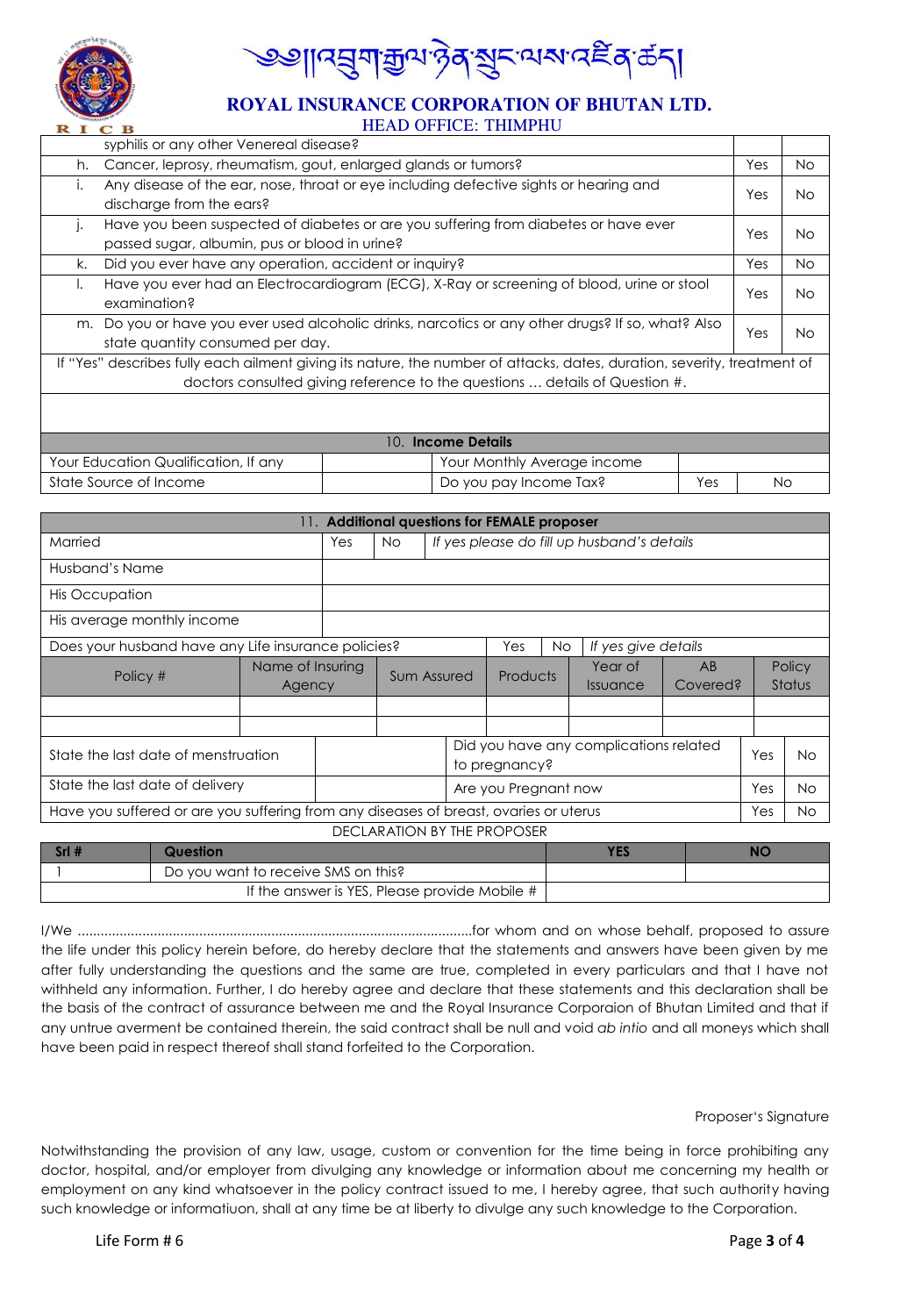# ༄༅།།འབྲུག་རྒྱལ་ཞིན་སྲུང་ལས་འཛིན་ཚད།

## ROYAL INSURANCE CORPORATION OF BHUTAN LTD.

HEAD OFFICE: THIMPHU

| | | | |
|---|---|---|---|
| | syphilis or any other Venereal disease? | | |
| h. | Cancer, leprosy, rheumatism, gout, enlarged glands or tumors? | Yes | No |
| i. | Any disease of the ear, nose, throat or eye including defective sights or hearing and discharge from the ears? | Yes | No |
| j. | Have you been suspected of diabetes or are you suffering from diabetes or have ever passed sugar, albumin, pus or blood in urine? | Yes | No |
| k. | Did you ever have any operation, accident or inquiry? | Yes | No |
| l. | Have you ever had an Electrocardiogram (ECG), X-Ray or screening of blood, urine or stool examination? | Yes | No |
| m. | Do you or have you ever used alcoholic drinks, narcotics or any other drugs? If so, what? Also state quantity consumed per day. | Yes | No |

If "Yes" describes fully each ailment giving its nature, the number of attacks, dates, duration, severity, treatment of doctors consulted giving reference to the questions … details of Question #.

**10. Income Details**

| | | | | |
|---|---|---|---|---|
| Your Education Qualification, If any | | Your Monthly Average income | | |
| State Source of Income | | Do you pay Income Tax? | Yes | No |

**11. Additional questions for FEMALE proposer**

| | | | |
|---|---|---|---|
| Married | Yes | No | *If yes please do fill up husband's details* |
| Husband's Name | | | |
| His Occupation | | | |
| His average monthly income | | | |

Does your husband have any Life insurance policies? Yes No *If yes give details*

| Policy # | Name of Insuring Agency | Sum Assured | Products | Year of Issuance | AB Covered? | Policy Status |
|---|---|---|---|---|---|---|
| | | | | | | |
| | | | | | | |

| | | | | |
|---|---|---|---|---|
| State the last date of menstruation | | Did you have any complications related to pregnancy? | Yes | No |
| State the last date of delivery | | Are you Pregnant now | Yes | No |
| Have you suffered or are you suffering from any diseases of breast, ovaries or uterus | | | Yes | No |

DECLARATION BY THE PROPOSER

| Srl # | Question | YES | NO |
|---|---|---|---|
| 1 | Do you want to receive SMS on this? | | |
| | If the answer is YES, Please provide Mobile # | | |

I/We ......................................................................................................for whom and on whose behalf, proposed to assure the life under this policy herein before, do hereby declare that the statements and answers have been given by me after fully understanding the questions and the same are true, completed in every particulars and that I have not withheld any information. Further, I do hereby agree and declare that these statements and this declaration shall be the basis of the contract of assurance between me and the Royal Insurance Corporaion of Bhutan Limited and that if any untrue averment be contained therein, the said contract shall be null and void *ab intio* and all moneys which shall have been paid in respect thereof shall stand forfeited to the Corporation.

Proposer's Signature

Notwithstanding the provision of any law, usage, custom or convention for the time being in force prohibiting any doctor, hospital, and/or employer from divulging any knowledge or information about me concerning my health or employment on any kind whatsoever in the policy contract issued to me, I hereby agree, that such authority having such knowledge or informatiuon, shall at any time be at liberty to divulge any such knowledge to the Corporation.

Life Form # 6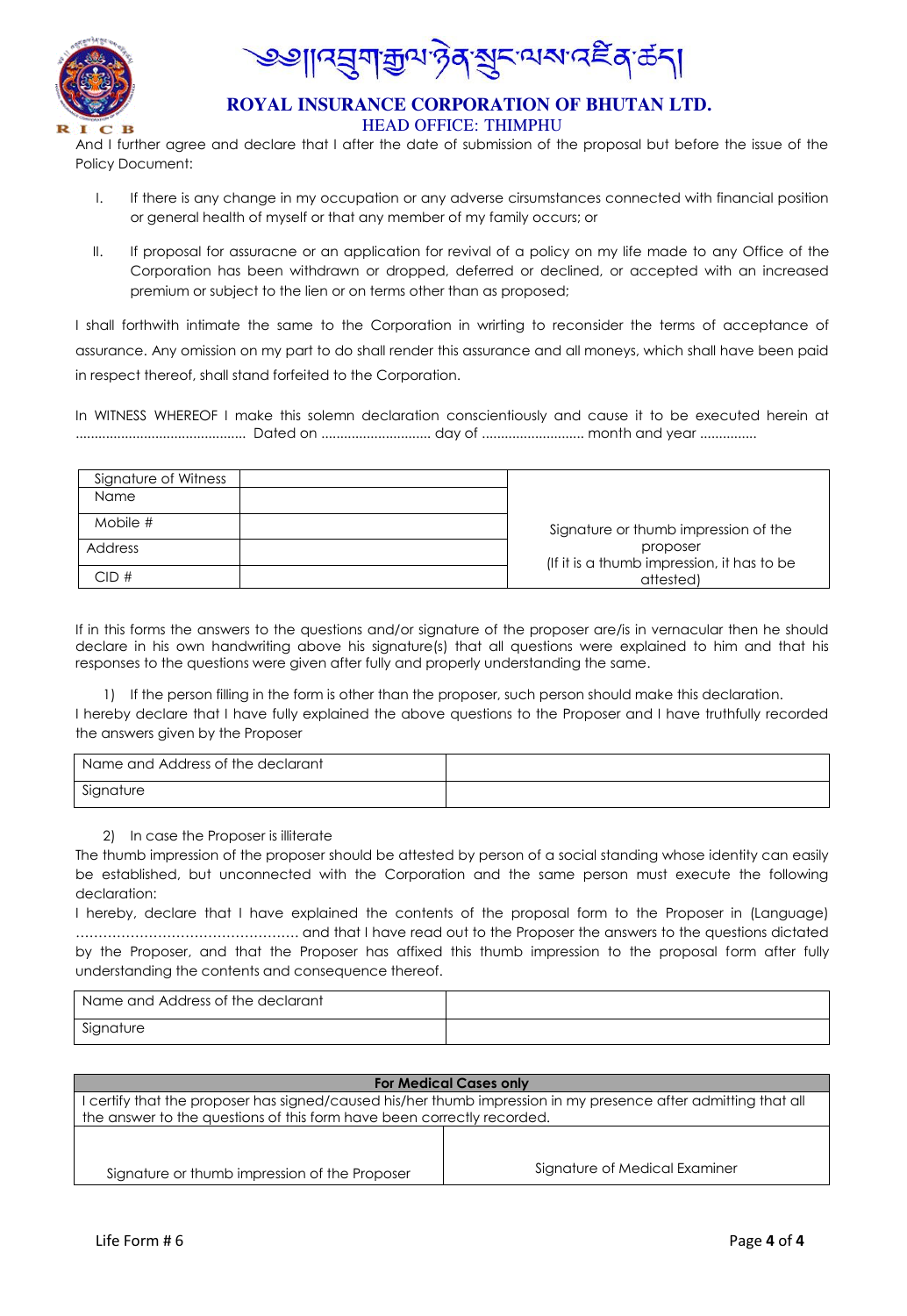And I further agree and declare that I after the date of submission of the proposal but before the issue of the Policy Document:

I. If there is any change in my occupation or any adverse cirsumstances connected with financial position or general health of myself or that any member of my family occurs; or

II. If proposal for assuracne or an application for revival of a policy on my life made to any Office of the Corporation has been withdrawn or dropped, deferred or declined, or accepted with an increased premium or subject to the lien or on terms other than as proposed;

I shall forthwith intimate the same to the Corporation in wrirting to reconsider the terms of acceptance of assurance. Any omission on my part to do shall render this assurance and all moneys, which shall have been paid in respect thereof, shall stand forfeited to the Corporation.

In WITNESS WHEREOF I make this solemn declaration conscientiously and cause it to be executed herein at ............................................ Dated on ............................ day of ........................... month and year ...............

| | | |
|---|---|---|
| Signature of Witness | | Signature or thumb impression of the proposer (If it is a thumb impression, it has to be attested) |
| Name | | |
| Mobile # | | |
| Address | | |
| CID # | | |

If in this forms the answers to the questions and/or signature of the proposer are/is in vernacular then he should declare in his own handwriting above his signature(s) that all questions were explained to him and that his responses to the questions were given after fully and properly understanding the same.

1) If the person filling in the form is other than the proposer, such person should make this declaration.

I hereby declare that I have fully explained the above questions to the Proposer and I have truthfully recorded the answers given by the Proposer

| | |
|---|---|
| Name and Address of the declarant | |
| Signature | |

2) In case the Proposer is illiterate

The thumb impression of the proposer should be attested by person of a social standing whose identity can easily be established, but unconnected with the Corporation and the same person must execute the following declaration:

I hereby, declare that I have explained the contents of the proposal form to the Proposer in (Language) …………………………………………. and that I have read out to the Proposer the answers to the questions dictated by the Proposer, and that the Proposer has affixed this thumb impression to the proposal form after fully understanding the contents and consequence thereof.

| | |
|---|---|
| Name and Address of the declarant | |
| Signature | |

| **For Medical Cases only** | |
|---|---|
| I certify that the proposer has signed/caused his/her thumb impression in my presence after admitting that all the answer to the questions of this form have been correctly recorded. | |
| Signature or thumb impression of the Proposer | Signature of Medical Examiner |

Life Form # 6